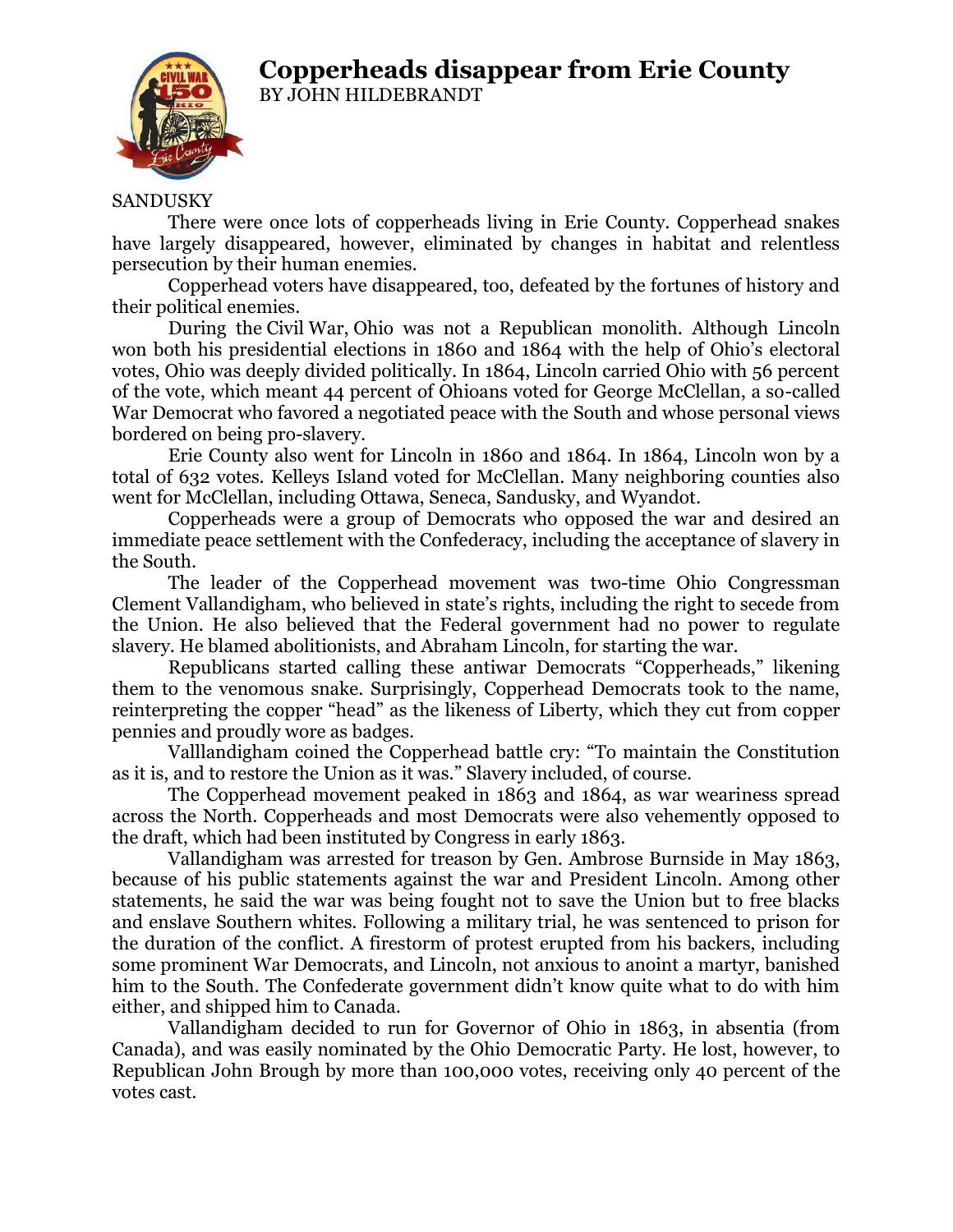# Copperheads disappear from Erie County

BY JOHN HILDEBRANDT

SANDUSKY

There were once lots of copperheads living in Erie County. Copperhead snakes have largely disappeared, however, eliminated by changes in habitat and relentless persecution by their human enemies.

Copperhead voters have disappeared, too, defeated by the fortunes of history and their political enemies.

During the Civil War, Ohio was not a Republican monolith. Although Lincoln won both his presidential elections in 1860 and 1864 with the help of Ohio's electoral votes, Ohio was deeply divided politically. In 1864, Lincoln carried Ohio with 56 percent of the vote, which meant 44 percent of Ohioans voted for George McClellan, a so-called War Democrat who favored a negotiated peace with the South and whose personal views bordered on being pro-slavery.

Erie County also went for Lincoln in 1860 and 1864. In 1864, Lincoln won by a total of 632 votes. Kelleys Island voted for McClellan. Many neighboring counties also went for McClellan, including Ottawa, Seneca, Sandusky, and Wyandot.

Copperheads were a group of Democrats who opposed the war and desired an immediate peace settlement with the Confederacy, including the acceptance of slavery in the South.

The leader of the Copperhead movement was two-time Ohio Congressman Clement Vallandigham, who believed in state's rights, including the right to secede from the Union. He also believed that the Federal government had no power to regulate slavery. He blamed abolitionists, and Abraham Lincoln, for starting the war.

Republicans started calling these antiwar Democrats "Copperheads," likening them to the venomous snake. Surprisingly, Copperhead Democrats took to the name, reinterpreting the copper "head" as the likeness of Liberty, which they cut from copper pennies and proudly wore as badges.

Valllandigham coined the Copperhead battle cry: "To maintain the Constitution as it is, and to restore the Union as it was." Slavery included, of course.

The Copperhead movement peaked in 1863 and 1864, as war weariness spread across the North. Copperheads and most Democrats were also vehemently opposed to the draft, which had been instituted by Congress in early 1863.

Vallandigham was arrested for treason by Gen. Ambrose Burnside in May 1863, because of his public statements against the war and President Lincoln. Among other statements, he said the war was being fought not to save the Union but to free blacks and enslave Southern whites. Following a military trial, he was sentenced to prison for the duration of the conflict. A firestorm of protest erupted from his backers, including some prominent War Democrats, and Lincoln, not anxious to anoint a martyr, banished him to the South. The Confederate government didn't know quite what to do with him either, and shipped him to Canada.

Vallandigham decided to run for Governor of Ohio in 1863, in absentia (from Canada), and was easily nominated by the Ohio Democratic Party. He lost, however, to Republican John Brough by more than 100,000 votes, receiving only 40 percent of the votes cast.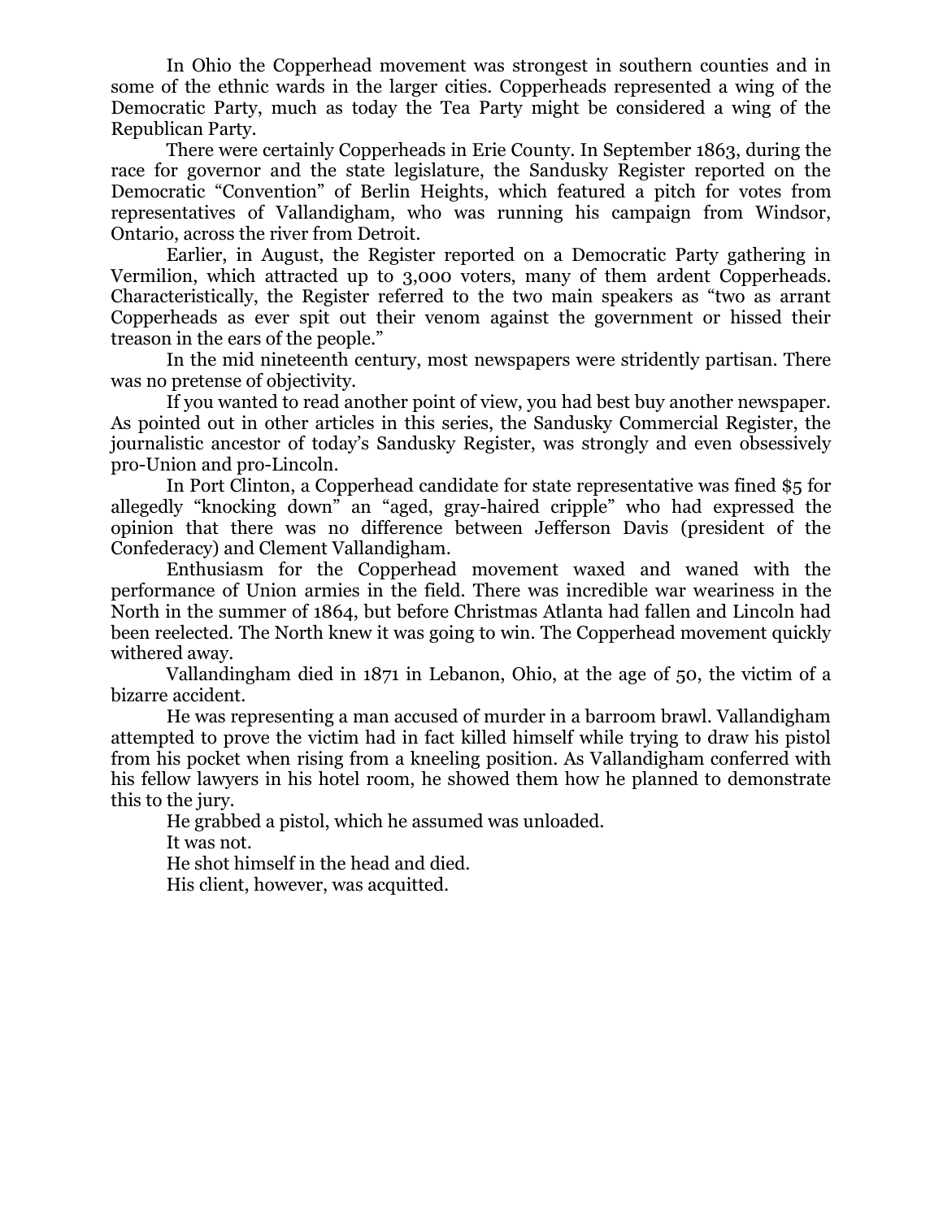In Ohio the Copperhead movement was strongest in southern counties and in some of the ethnic wards in the larger cities. Copperheads represented a wing of the Democratic Party, much as today the Tea Party might be considered a wing of the Republican Party.

There were certainly Copperheads in Erie County. In September 1863, during the race for governor and the state legislature, the Sandusky Register reported on the Democratic "Convention" of Berlin Heights, which featured a pitch for votes from representatives of Vallandigham, who was running his campaign from Windsor, Ontario, across the river from Detroit.

Earlier, in August, the Register reported on a Democratic Party gathering in Vermilion, which attracted up to 3,000 voters, many of them ardent Copperheads. Characteristically, the Register referred to the two main speakers as "two as arrant Copperheads as ever spit out their venom against the government or hissed their treason in the ears of the people."

In the mid nineteenth century, most newspapers were stridently partisan. There was no pretense of objectivity.

If you wanted to read another point of view, you had best buy another newspaper. As pointed out in other articles in this series, the Sandusky Commercial Register, the journalistic ancestor of today's Sandusky Register, was strongly and even obsessively pro-Union and pro-Lincoln.

In Port Clinton, a Copperhead candidate for state representative was fined $5 for allegedly "knocking down" an "aged, gray-haired cripple" who had expressed the opinion that there was no difference between Jefferson Davis (president of the Confederacy) and Clement Vallandigham.

Enthusiasm for the Copperhead movement waxed and waned with the performance of Union armies in the field. There was incredible war weariness in the North in the summer of 1864, but before Christmas Atlanta had fallen and Lincoln had been reelected. The North knew it was going to win. The Copperhead movement quickly withered away.

Vallandingham died in 1871 in Lebanon, Ohio, at the age of 50, the victim of a bizarre accident.

He was representing a man accused of murder in a barroom brawl. Vallandigham attempted to prove the victim had in fact killed himself while trying to draw his pistol from his pocket when rising from a kneeling position. As Vallandigham conferred with his fellow lawyers in his hotel room, he showed them how he planned to demonstrate this to the jury.

He grabbed a pistol, which he assumed was unloaded.

It was not.

He shot himself in the head and died.

His client, however, was acquitted.